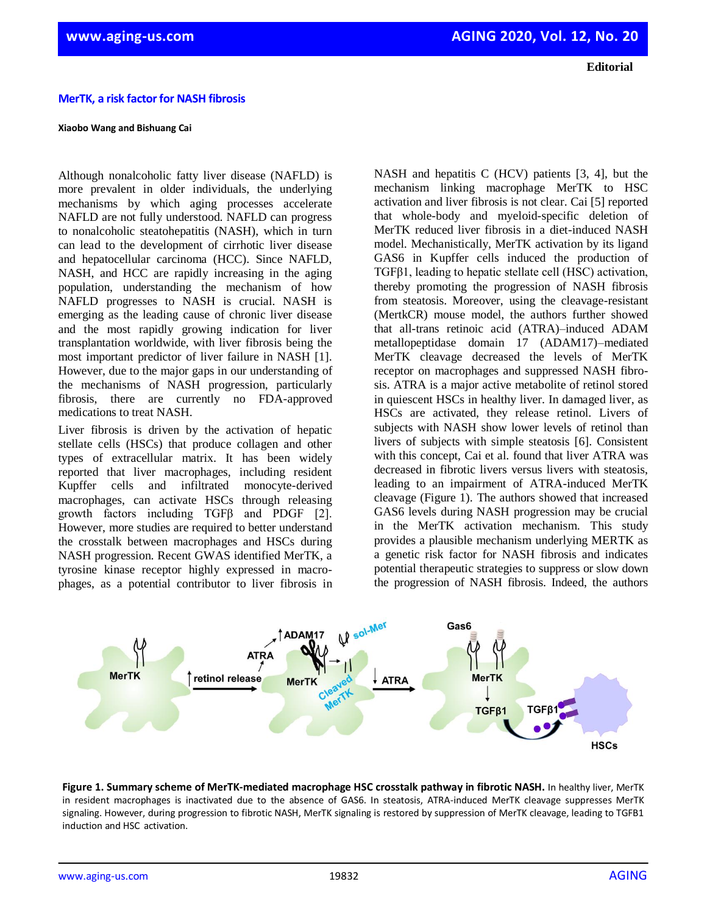Editorial

# MerTK, a risk factor for NASH fibrosis

**Xiaobo Wang and Bishuang Cai**

Although nonalcoholic fatty liver disease (NAFLD) is more prevalent in older individuals, the underlying mechanisms by which aging processes accelerate NAFLD are not fully understood. NAFLD can progress to nonalcoholic steatohepatitis (NASH), which in turn can lead to the development of cirrhotic liver disease and hepatocellular carcinoma (HCC). Since NAFLD, NASH, and HCC are rapidly increasing in the aging population, understanding the mechanism of how NAFLD progresses to NASH is crucial. NASH is emerging as the leading cause of chronic liver disease and the most rapidly growing indication for liver transplantation worldwide, with liver fibrosis being the most important predictor of liver failure in NASH [1]. However, due to the major gaps in our understanding of the mechanisms of NASH progression, particularly fibrosis, there are currently no FDA-approved medications to treat NASH.

Liver fibrosis is driven by the activation of hepatic stellate cells (HSCs) that produce collagen and other types of extracellular matrix. It has been widely reported that liver macrophages, including resident Kupffer cells and infiltrated monocyte-derived macrophages, can activate HSCs through releasing growth factors including TGFβ and PDGF [2]. However, more studies are required to better understand the crosstalk between macrophages and HSCs during NASH progression. Recent GWAS identified MerTK, a tyrosine kinase receptor highly expressed in macrophages, as a potential contributor to liver fibrosis in NASH and hepatitis C (HCV) patients [3, 4], but the mechanism linking macrophage MerTK to HSC activation and liver fibrosis is not clear. Cai [5] reported that whole-body and myeloid-specific deletion of MerTK reduced liver fibrosis in a diet-induced NASH model. Mechanistically, MerTK activation by its ligand GAS6 in Kupffer cells induced the production of TGFβ1, leading to hepatic stellate cell (HSC) activation, thereby promoting the progression of NASH fibrosis from steatosis. Moreover, using the cleavage-resistant (MertkCR) mouse model, the authors further showed that all-trans retinoic acid (ATRA)–induced ADAM metallopeptidase domain 17 (ADAM17)–mediated MerTK cleavage decreased the levels of MerTK receptor on macrophages and suppressed NASH fibrosis. ATRA is a major active metabolite of retinol stored in quiescent HSCs in healthy liver. In damaged liver, as HSCs are activated, they release retinol. Livers of subjects with NASH show lower levels of retinol than livers of subjects with simple steatosis [6]. Consistent with this concept, Cai et al. found that liver ATRA was decreased in fibrotic livers versus livers with steatosis, leading to an impairment of ATRA-induced MerTK cleavage (Figure 1). The authors showed that increased GAS6 levels during NASH progression may be crucial in the MerTK activation mechanism. This study provides a plausible mechanism underlying MERTK as a genetic risk factor for NASH fibrosis and indicates potential therapeutic strategies to suppress or slow down the progression of NASH fibrosis. Indeed, the authors

**Figure 1. Summary scheme of MerTK-mediated macrophage HSC crosstalk pathway in fibrotic NASH.** In healthy liver, MerTK in resident macrophages is inactivated due to the absence of GAS6. In steatosis, ATRA-induced MerTK cleavage suppresses MerTK signaling. However, during progression to fibrotic NASH, MerTK signaling is restored by suppression of MerTK cleavage, leading to TGFB1 induction and HSC activation.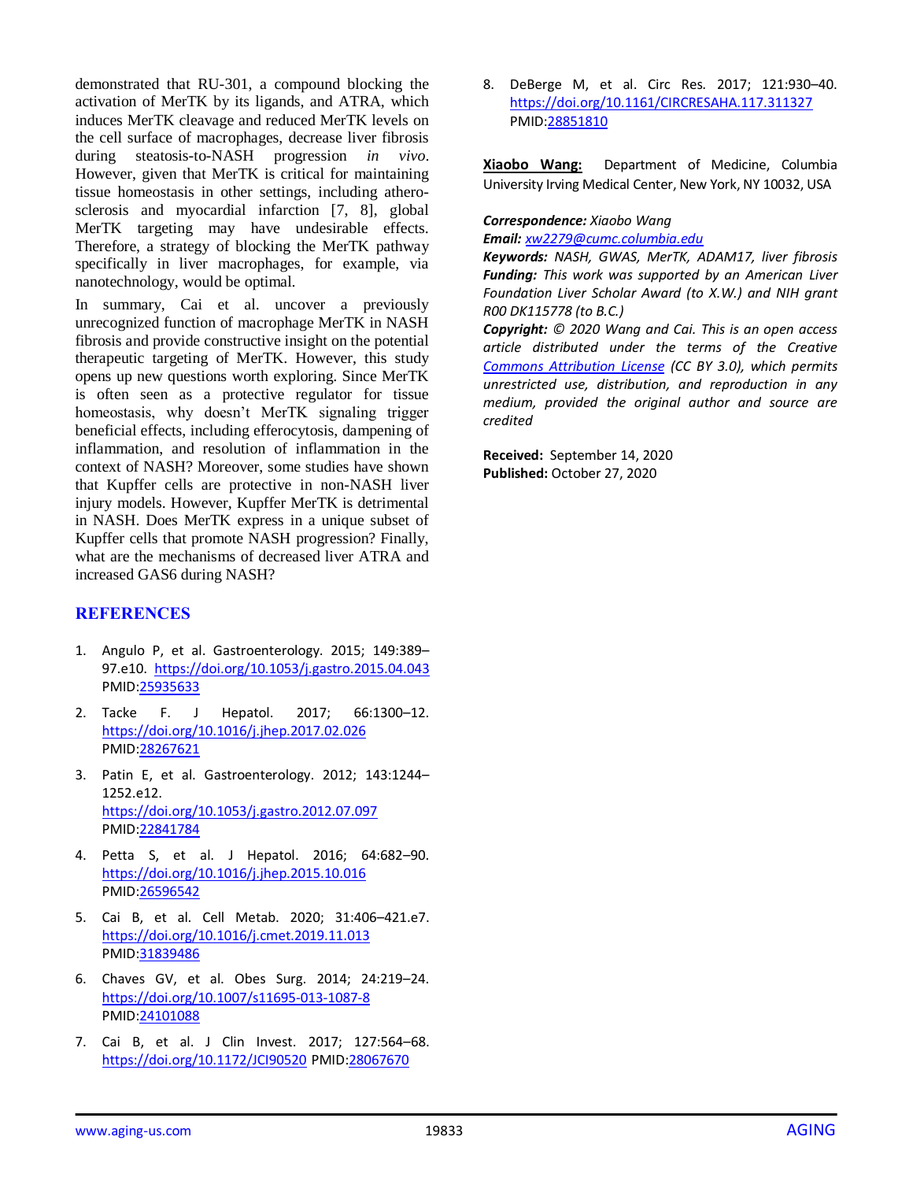demonstrated that RU-301, a compound blocking the activation of MerTK by its ligands, and ATRA, which induces MerTK cleavage and reduced MerTK levels on the cell surface of macrophages, decrease liver fibrosis during steatosis-to-NASH progression *in vivo*. However, given that MerTK is critical for maintaining tissue homeostasis in other settings, including atherosclerosis and myocardial infarction [7, 8], global MerTK targeting may have undesirable effects. Therefore, a strategy of blocking the MerTK pathway specifically in liver macrophages, for example, via nanotechnology, would be optimal.

In summary, Cai et al. uncover a previously unrecognized function of macrophage MerTK in NASH fibrosis and provide constructive insight on the potential therapeutic targeting of MerTK. However, this study opens up new questions worth exploring. Since MerTK is often seen as a protective regulator for tissue homeostasis, why doesn't MerTK signaling trigger beneficial effects, including efferocytosis, dampening of inflammation, and resolution of inflammation in the context of NASH? Moreover, some studies have shown that Kupffer cells are protective in non-NASH liver injury models. However, Kupffer MerTK is detrimental in NASH. Does MerTK express in a unique subset of Kupffer cells that promote NASH progression? Finally, what are the mechanisms of decreased liver ATRA and increased GAS6 during NASH?

## REFERENCES

1. Angulo P, et al. Gastroenterology. 2015; 149:389–97.e10. https://doi.org/10.1053/j.gastro.2015.04.043 PMID:25935633
2. Tacke F. J Hepatol. 2017; 66:1300–12. https://doi.org/10.1016/j.jhep.2017.02.026 PMID:28267621
3. Patin E, et al. Gastroenterology. 2012; 143:1244–1252.e12. https://doi.org/10.1053/j.gastro.2012.07.097 PMID:22841784
4. Petta S, et al. J Hepatol. 2016; 64:682–90. https://doi.org/10.1016/j.jhep.2015.10.016 PMID:26596542
5. Cai B, et al. Cell Metab. 2020; 31:406–421.e7. https://doi.org/10.1016/j.cmet.2019.11.013 PMID:31839486
6. Chaves GV, et al. Obes Surg. 2014; 24:219–24. https://doi.org/10.1007/s11695-013-1087-8 PMID:24101088
7. Cai B, et al. J Clin Invest. 2017; 127:564–68. https://doi.org/10.1172/JCI90520 PMID:28067670
8. DeBerge M, et al. Circ Res. 2017; 121:930–40. https://doi.org/10.1161/CIRCRESAHA.117.311327 PMID:28851810

**Xiaobo Wang:** Department of Medicine, Columbia University Irving Medical Center, New York, NY 10032, USA

***Correspondence:*** *Xiaobo Wang*
***Email:*** *xw2279@cumc.columbia.edu*
***Keywords:*** *NASH, GWAS, MerTK, ADAM17, liver fibrosis*
***Funding:*** *This work was supported by an American Liver Foundation Liver Scholar Award (to X.W.) and NIH grant R00 DK115778 (to B.C.)*
***Copyright:*** *© 2020 Wang and Cai. This is an open access article distributed under the terms of the Creative Commons Attribution License (CC BY 3.0), which permits unrestricted use, distribution, and reproduction in any medium, provided the original author and source are credited*

**Received:** September 14, 2020
**Published:** October 27, 2020